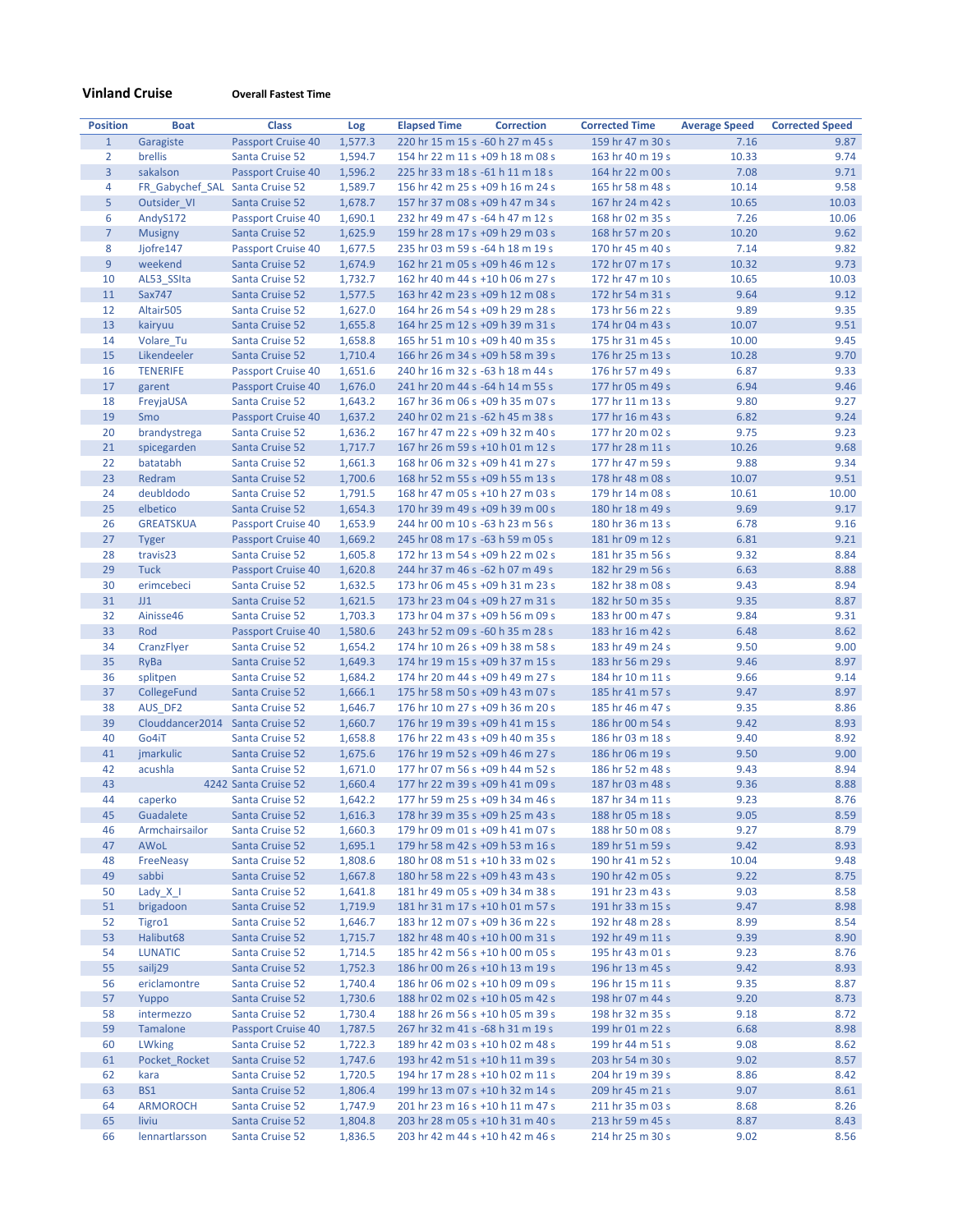**Vinland Cruise** **Overall Fastest Time**

| Position | Boat | Class | Log | Elapsed Time | Correction | Corrected Time | Average Speed | Corrected Speed |
|---|---|---|---|---|---|---|---|---|
| 1 | Garagiste | Passport Cruise 40 | 1,577.3 | 220 hr 15 m 15 s | -60 h 27 m 45 s | 159 hr 47 m 30 s | 7.16 | 9.87 |
| 2 | brellis | Santa Cruise 52 | 1,594.7 | 154 hr 22 m 11 s | +09 h 18 m 08 s | 163 hr 40 m 19 s | 10.33 | 9.74 |
| 3 | sakalson | Passport Cruise 40 | 1,596.2 | 225 hr 33 m 18 s | -61 h 11 m 18 s | 164 hr 22 m 00 s | 7.08 | 9.71 |
| 4 | FR_Gabychef_SAL | Santa Cruise 52 | 1,589.7 | 156 hr 42 m 25 s | +09 h 16 m 24 s | 165 hr 58 m 48 s | 10.14 | 9.58 |
| 5 | Outsider_VI | Santa Cruise 52 | 1,678.7 | 157 hr 37 m 08 s | +09 h 47 m 34 s | 167 hr 24 m 42 s | 10.65 | 10.03 |
| 6 | AndyS172 | Passport Cruise 40 | 1,690.1 | 232 hr 49 m 47 s | -64 h 47 m 12 s | 168 hr 02 m 35 s | 7.26 | 10.06 |
| 7 | Musigny | Santa Cruise 52 | 1,625.9 | 159 hr 28 m 17 s | +09 h 29 m 03 s | 168 hr 57 m 20 s | 10.20 | 9.62 |
| 8 | Jjofre147 | Passport Cruise 40 | 1,677.5 | 235 hr 03 m 59 s | -64 h 18 m 19 s | 170 hr 45 m 40 s | 7.14 | 9.82 |
| 9 | weekend | Santa Cruise 52 | 1,674.9 | 162 hr 21 m 05 s | +09 h 46 m 12 s | 172 hr 07 m 17 s | 10.32 | 9.73 |
| 10 | AL53_SSIta | Santa Cruise 52 | 1,732.7 | 162 hr 40 m 44 s | +10 h 06 m 27 s | 172 hr 47 m 10 s | 10.65 | 10.03 |
| 11 | Sax747 | Santa Cruise 52 | 1,577.5 | 163 hr 42 m 23 s | +09 h 12 m 08 s | 172 hr 54 m 31 s | 9.64 | 9.12 |
| 12 | Altair505 | Santa Cruise 52 | 1,627.0 | 164 hr 26 m 54 s | +09 h 29 m 28 s | 173 hr 56 m 22 s | 9.89 | 9.35 |
| 13 | kairyuu | Santa Cruise 52 | 1,655.8 | 164 hr 25 m 12 s | +09 h 39 m 31 s | 174 hr 04 m 43 s | 10.07 | 9.51 |
| 14 | Volare_Tu | Santa Cruise 52 | 1,658.8 | 165 hr 51 m 10 s | +09 h 40 m 35 s | 175 hr 31 m 45 s | 10.00 | 9.45 |
| 15 | Likendeeler | Santa Cruise 52 | 1,710.4 | 166 hr 26 m 34 s | +09 h 58 m 39 s | 176 hr 25 m 13 s | 10.28 | 9.70 |
| 16 | TENERIFE | Passport Cruise 40 | 1,651.6 | 240 hr 16 m 32 s | -63 h 18 m 44 s | 176 hr 57 m 49 s | 6.87 | 9.33 |
| 17 | garent | Passport Cruise 40 | 1,676.0 | 241 hr 20 m 44 s | -64 h 14 m 55 s | 177 hr 05 m 49 s | 6.94 | 9.46 |
| 18 | FreyjaUSA | Santa Cruise 52 | 1,643.2 | 167 hr 36 m 06 s | +09 h 35 m 07 s | 177 hr 11 m 13 s | 9.80 | 9.27 |
| 19 | Smo | Passport Cruise 40 | 1,637.2 | 240 hr 02 m 21 s | -62 h 45 m 38 s | 177 hr 16 m 43 s | 6.82 | 9.24 |
| 20 | brandystrega | Santa Cruise 52 | 1,636.2 | 167 hr 47 m 22 s | +09 h 32 m 40 s | 177 hr 20 m 02 s | 9.75 | 9.23 |
| 21 | spicegarden | Santa Cruise 52 | 1,717.7 | 167 hr 26 m 59 s | +10 h 01 m 12 s | 177 hr 28 m 11 s | 10.26 | 9.68 |
| 22 | batatabh | Santa Cruise 52 | 1,661.3 | 168 hr 06 m 32 s | +09 h 41 m 27 s | 177 hr 47 m 59 s | 9.88 | 9.34 |
| 23 | Redram | Santa Cruise 52 | 1,700.6 | 168 hr 52 m 55 s | +09 h 55 m 13 s | 178 hr 48 m 08 s | 10.07 | 9.51 |
| 24 | deubldodo | Santa Cruise 52 | 1,791.5 | 168 hr 47 m 05 s | +10 h 27 m 03 s | 179 hr 14 m 08 s | 10.61 | 10.00 |
| 25 | elbetico | Santa Cruise 52 | 1,654.3 | 170 hr 39 m 49 s | +09 h 39 m 00 s | 180 hr 18 m 49 s | 9.69 | 9.17 |
| 26 | GREATSKUA | Passport Cruise 40 | 1,653.9 | 244 hr 00 m 10 s | -63 h 23 m 56 s | 180 hr 36 m 13 s | 6.78 | 9.16 |
| 27 | Tyger | Passport Cruise 40 | 1,669.2 | 245 hr 08 m 17 s | -63 h 59 m 05 s | 181 hr 09 m 12 s | 6.81 | 9.21 |
| 28 | travis23 | Santa Cruise 52 | 1,605.8 | 172 hr 13 m 54 s | +09 h 22 m 02 s | 181 hr 35 m 56 s | 9.32 | 8.84 |
| 29 | Tuck | Passport Cruise 40 | 1,620.8 | 244 hr 37 m 46 s | -62 h 07 m 49 s | 182 hr 29 m 56 s | 6.63 | 8.88 |
| 30 | erimcebeci | Santa Cruise 52 | 1,632.5 | 173 hr 06 m 45 s | +09 h 31 m 23 s | 182 hr 38 m 08 s | 9.43 | 8.94 |
| 31 | JJ1 | Santa Cruise 52 | 1,621.5 | 173 hr 23 m 04 s | +09 h 27 m 31 s | 182 hr 50 m 35 s | 9.35 | 8.87 |
| 32 | Ainisse46 | Santa Cruise 52 | 1,703.3 | 173 hr 04 m 37 s | +09 h 56 m 09 s | 183 hr 00 m 47 s | 9.84 | 9.31 |
| 33 | Rod | Passport Cruise 40 | 1,580.6 | 243 hr 52 m 09 s | -60 h 35 m 28 s | 183 hr 16 m 42 s | 6.48 | 8.62 |
| 34 | CranzFlyer | Santa Cruise 52 | 1,654.2 | 174 hr 10 m 26 s | +09 h 38 m 58 s | 183 hr 49 m 24 s | 9.50 | 9.00 |
| 35 | RyBa | Santa Cruise 52 | 1,649.3 | 174 hr 19 m 15 s | +09 h 37 m 15 s | 183 hr 56 m 29 s | 9.46 | 8.97 |
| 36 | splitpen | Santa Cruise 52 | 1,684.2 | 174 hr 20 m 44 s | +09 h 49 m 27 s | 184 hr 10 m 11 s | 9.66 | 9.14 |
| 37 | CollegeFund | Santa Cruise 52 | 1,666.1 | 175 hr 58 m 50 s | +09 h 43 m 07 s | 185 hr 41 m 57 s | 9.47 | 8.97 |
| 38 | AUS_DF2 | Santa Cruise 52 | 1,646.7 | 176 hr 10 m 27 s | +09 h 36 m 20 s | 185 hr 46 m 47 s | 9.35 | 8.86 |
| 39 | Clouddancer2014 | Santa Cruise 52 | 1,660.7 | 176 hr 19 m 39 s | +09 h 41 m 15 s | 186 hr 00 m 54 s | 9.42 | 8.93 |
| 40 | Go4iT | Santa Cruise 52 | 1,658.8 | 176 hr 22 m 43 s | +09 h 40 m 35 s | 186 hr 03 m 18 s | 9.40 | 8.92 |
| 41 | jmarkulic | Santa Cruise 52 | 1,675.6 | 176 hr 19 m 52 s | +09 h 46 m 27 s | 186 hr 06 m 19 s | 9.50 | 9.00 |
| 42 | acushla | Santa Cruise 52 | 1,671.0 | 177 hr 07 m 56 s | +09 h 44 m 52 s | 186 hr 52 m 48 s | 9.43 | 8.94 |
| 43 | 4242 | Santa Cruise 52 | 1,660.4 | 177 hr 22 m 39 s | +09 h 41 m 09 s | 187 hr 03 m 48 s | 9.36 | 8.88 |
| 44 | caperko | Santa Cruise 52 | 1,642.2 | 177 hr 59 m 25 s | +09 h 34 m 46 s | 187 hr 34 m 11 s | 9.23 | 8.76 |
| 45 | Guadalete | Santa Cruise 52 | 1,616.3 | 178 hr 39 m 35 s | +09 h 25 m 43 s | 188 hr 05 m 18 s | 9.05 | 8.59 |
| 46 | Armchairsailor | Santa Cruise 52 | 1,660.3 | 179 hr 09 m 01 s | +09 h 41 m 07 s | 188 hr 50 m 08 s | 9.27 | 8.79 |
| 47 | AWoL | Santa Cruise 52 | 1,695.1 | 179 hr 58 m 42 s | +09 h 53 m 16 s | 189 hr 51 m 59 s | 9.42 | 8.93 |
| 48 | FreeNeasy | Santa Cruise 52 | 1,808.6 | 180 hr 08 m 51 s | +10 h 33 m 02 s | 190 hr 41 m 52 s | 10.04 | 9.48 |
| 49 | sabbi | Santa Cruise 52 | 1,667.8 | 180 hr 58 m 22 s | +09 h 43 m 43 s | 190 hr 42 m 05 s | 9.22 | 8.75 |
| 50 | Lady_X_I | Santa Cruise 52 | 1,641.8 | 181 hr 49 m 05 s | +09 h 34 m 38 s | 191 hr 23 m 43 s | 9.03 | 8.58 |
| 51 | brigadoon | Santa Cruise 52 | 1,719.9 | 181 hr 31 m 17 s | +10 h 01 m 57 s | 191 hr 33 m 15 s | 9.47 | 8.98 |
| 52 | Tigro1 | Santa Cruise 52 | 1,646.7 | 183 hr 12 m 07 s | +09 h 36 m 22 s | 192 hr 48 m 28 s | 8.99 | 8.54 |
| 53 | Halibut68 | Santa Cruise 52 | 1,715.7 | 182 hr 48 m 40 s | +10 h 00 m 31 s | 192 hr 49 m 11 s | 9.39 | 8.90 |
| 54 | LUNATIC | Santa Cruise 52 | 1,714.5 | 185 hr 42 m 56 s | +10 h 00 m 05 s | 195 hr 43 m 01 s | 9.23 | 8.76 |
| 55 | sailj29 | Santa Cruise 52 | 1,752.3 | 186 hr 00 m 26 s | +10 h 13 m 19 s | 196 hr 13 m 45 s | 9.42 | 8.93 |
| 56 | ericlamontre | Santa Cruise 52 | 1,740.4 | 186 hr 06 m 02 s | +10 h 09 m 09 s | 196 hr 15 m 11 s | 9.35 | 8.87 |
| 57 | Yuppo | Santa Cruise 52 | 1,730.6 | 188 hr 02 m 02 s | +10 h 05 m 42 s | 198 hr 07 m 44 s | 9.20 | 8.73 |
| 58 | intermezzo | Santa Cruise 52 | 1,730.4 | 188 hr 26 m 56 s | +10 h 05 m 39 s | 198 hr 32 m 35 s | 9.18 | 8.72 |
| 59 | Tamalone | Passport Cruise 40 | 1,787.5 | 267 hr 32 m 41 s | -68 h 31 m 19 s | 199 hr 01 m 22 s | 6.68 | 8.98 |
| 60 | LWking | Santa Cruise 52 | 1,722.3 | 189 hr 42 m 03 s | +10 h 02 m 48 s | 199 hr 44 m 51 s | 9.08 | 8.62 |
| 61 | Pocket_Rocket | Santa Cruise 52 | 1,747.6 | 193 hr 42 m 51 s | +10 h 11 m 39 s | 203 hr 54 m 30 s | 9.02 | 8.57 |
| 62 | kara | Santa Cruise 52 | 1,720.5 | 194 hr 17 m 28 s | +10 h 02 m 11 s | 204 hr 19 m 39 s | 8.86 | 8.42 |
| 63 | BS1 | Santa Cruise 52 | 1,806.4 | 199 hr 13 m 07 s | +10 h 32 m 14 s | 209 hr 45 m 21 s | 9.07 | 8.61 |
| 64 | ARMOROCH | Santa Cruise 52 | 1,747.9 | 201 hr 23 m 16 s | +10 h 11 m 47 s | 211 hr 35 m 03 s | 8.68 | 8.26 |
| 65 | liviu | Santa Cruise 52 | 1,804.8 | 203 hr 28 m 05 s | +10 h 31 m 40 s | 213 hr 59 m 45 s | 8.87 | 8.43 |
| 66 | lennartlarsson | Santa Cruise 52 | 1,836.5 | 203 hr 42 m 44 s | +10 h 42 m 46 s | 214 hr 25 m 30 s | 9.02 | 8.56 |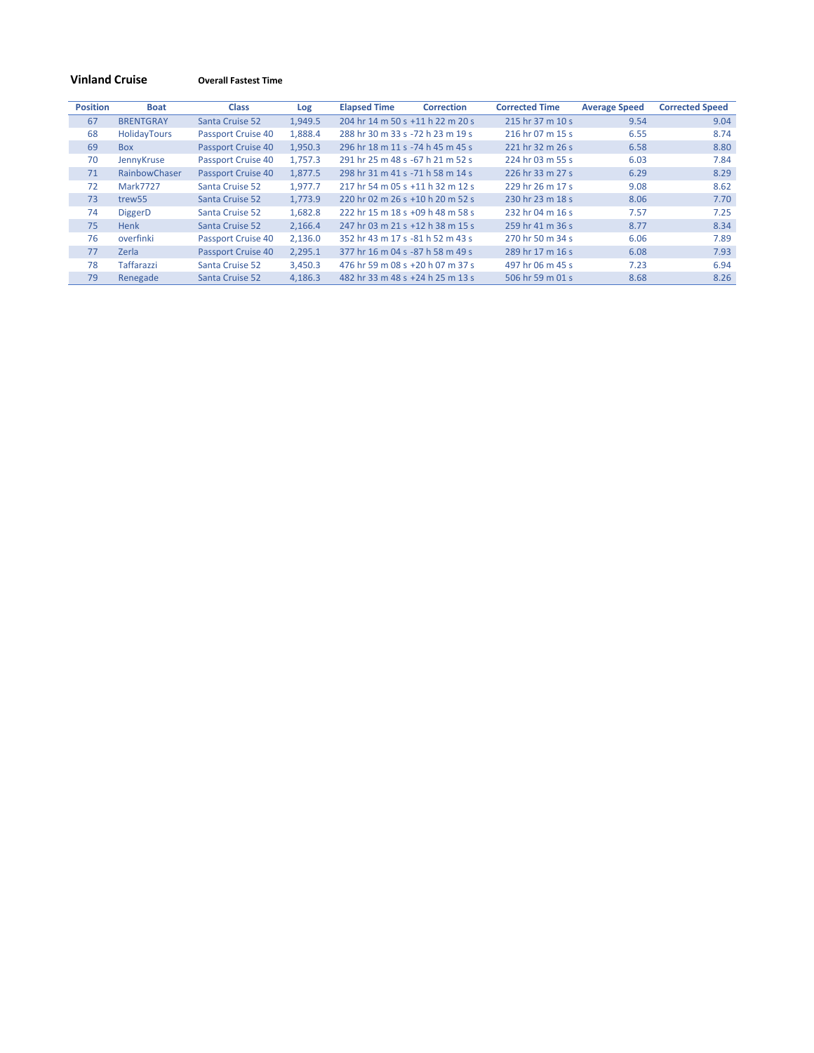**Vinland Cruise** **Overall Fastest Time**

| Position | Boat | Class | Log | Elapsed Time | Correction | Corrected Time | Average Speed | Corrected Speed |
|---|---|---|---|---|---|---|---|---|
| 67 | BRENTGRAY | Santa Cruise 52 | 1,949.5 | 204 hr 14 m 50 s | +11 h 22 m 20 s | 215 hr 37 m 10 s | 9.54 | 9.04 |
| 68 | HolidayTours | Passport Cruise 40 | 1,888.4 | 288 hr 30 m 33 s | -72 h 23 m 19 s | 216 hr 07 m 15 s | 6.55 | 8.74 |
| 69 | Box | Passport Cruise 40 | 1,950.3 | 296 hr 18 m 11 s | -74 h 45 m 45 s | 221 hr 32 m 26 s | 6.58 | 8.80 |
| 70 | JennyKruse | Passport Cruise 40 | 1,757.3 | 291 hr 25 m 48 s | -67 h 21 m 52 s | 224 hr 03 m 55 s | 6.03 | 7.84 |
| 71 | RainbowChaser | Passport Cruise 40 | 1,877.5 | 298 hr 31 m 41 s | -71 h 58 m 14 s | 226 hr 33 m 27 s | 6.29 | 8.29 |
| 72 | Mark7727 | Santa Cruise 52 | 1,977.7 | 217 hr 54 m 05 s | +11 h 32 m 12 s | 229 hr 26 m 17 s | 9.08 | 8.62 |
| 73 | trew55 | Santa Cruise 52 | 1,773.9 | 220 hr 02 m 26 s | +10 h 20 m 52 s | 230 hr 23 m 18 s | 8.06 | 7.70 |
| 74 | DiggerD | Santa Cruise 52 | 1,682.8 | 222 hr 15 m 18 s | +09 h 48 m 58 s | 232 hr 04 m 16 s | 7.57 | 7.25 |
| 75 | Henk | Santa Cruise 52 | 2,166.4 | 247 hr 03 m 21 s | +12 h 38 m 15 s | 259 hr 41 m 36 s | 8.77 | 8.34 |
| 76 | overfinki | Passport Cruise 40 | 2,136.0 | 352 hr 43 m 17 s | -81 h 52 m 43 s | 270 hr 50 m 34 s | 6.06 | 7.89 |
| 77 | Zerla | Passport Cruise 40 | 2,295.1 | 377 hr 16 m 04 s | -87 h 58 m 49 s | 289 hr 17 m 16 s | 6.08 | 7.93 |
| 78 | Taffarazzi | Santa Cruise 52 | 3,450.3 | 476 hr 59 m 08 s | +20 h 07 m 37 s | 497 hr 06 m 45 s | 7.23 | 6.94 |
| 79 | Renegade | Santa Cruise 52 | 4,186.3 | 482 hr 33 m 48 s | +24 h 25 m 13 s | 506 hr 59 m 01 s | 8.68 | 8.26 |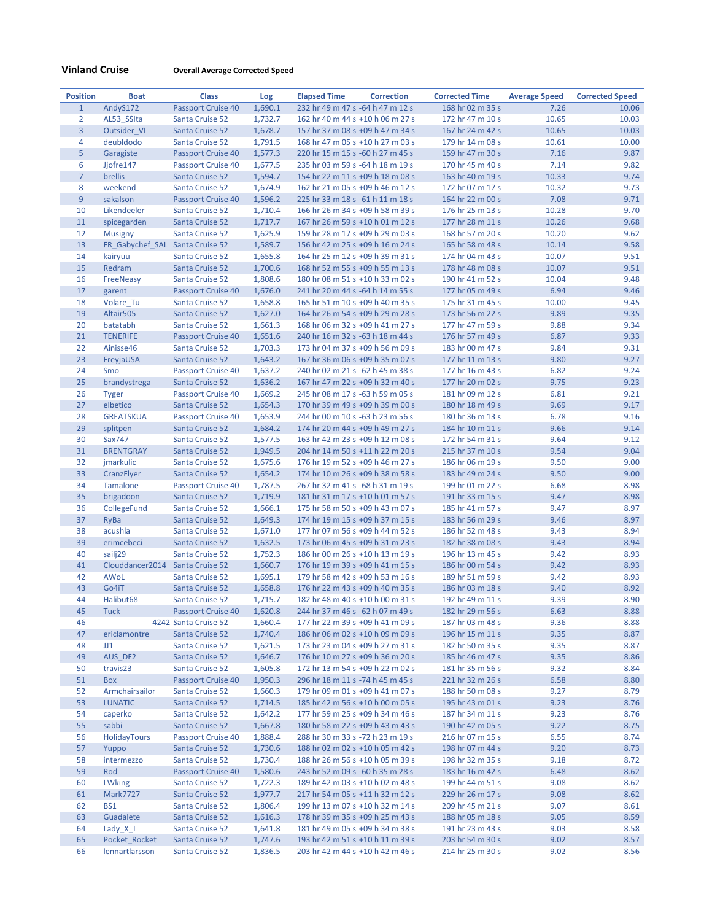**Vinland Cruise** **Overall Average Corrected Speed**

| Position | Boat | Class | Log | Elapsed Time | Correction | Corrected Time | Average Speed | Corrected Speed |
|---|---|---|---|---|---|---|---|---|
| 1 | AndyS172 | Passport Cruise 40 | 1,690.1 | 232 hr 49 m 47 s | -64 h 47 m 12 s | 168 hr 02 m 35 s | 7.26 | 10.06 |
| 2 | AL53_SSIta | Santa Cruise 52 | 1,732.7 | 162 hr 40 m 44 s | +10 h 06 m 27 s | 172 hr 47 m 10 s | 10.65 | 10.03 |
| 3 | Outsider_VI | Santa Cruise 52 | 1,678.7 | 157 hr 37 m 08 s | +09 h 47 m 34 s | 167 hr 24 m 42 s | 10.65 | 10.03 |
| 4 | deubldodo | Santa Cruise 52 | 1,791.5 | 168 hr 47 m 05 s | +10 h 27 m 03 s | 179 hr 14 m 08 s | 10.61 | 10.00 |
| 5 | Garagiste | Passport Cruise 40 | 1,577.3 | 220 hr 15 m 15 s | -60 h 27 m 45 s | 159 hr 47 m 30 s | 7.16 | 9.87 |
| 6 | Jjofre147 | Passport Cruise 40 | 1,677.5 | 235 hr 03 m 59 s | -64 h 18 m 19 s | 170 hr 45 m 40 s | 7.14 | 9.82 |
| 7 | brellis | Santa Cruise 52 | 1,594.7 | 154 hr 22 m 11 s | +09 h 18 m 08 s | 163 hr 40 m 19 s | 10.33 | 9.74 |
| 8 | weekend | Santa Cruise 52 | 1,674.9 | 162 hr 21 m 05 s | +09 h 46 m 12 s | 172 hr 07 m 17 s | 10.32 | 9.73 |
| 9 | sakalson | Passport Cruise 40 | 1,596.2 | 225 hr 33 m 18 s | -61 h 11 m 18 s | 164 hr 22 m 00 s | 7.08 | 9.71 |
| 10 | Likendeeler | Santa Cruise 52 | 1,710.4 | 166 hr 26 m 34 s | +09 h 58 m 39 s | 176 hr 25 m 13 s | 10.28 | 9.70 |
| 11 | spicegarden | Santa Cruise 52 | 1,717.7 | 167 hr 26 m 59 s | +10 h 01 m 12 s | 177 hr 28 m 11 s | 10.26 | 9.68 |
| 12 | Musigny | Santa Cruise 52 | 1,625.9 | 159 hr 28 m 17 s | +09 h 29 m 03 s | 168 hr 57 m 20 s | 10.20 | 9.62 |
| 13 | FR_Gabychef_SAL | Santa Cruise 52 | 1,589.7 | 156 hr 42 m 25 s | +09 h 16 m 24 s | 165 hr 58 m 48 s | 10.14 | 9.58 |
| 14 | kairyuu | Santa Cruise 52 | 1,655.8 | 164 hr 25 m 12 s | +09 h 39 m 31 s | 174 hr 04 m 43 s | 10.07 | 9.51 |
| 15 | Redram | Santa Cruise 52 | 1,700.6 | 168 hr 52 m 55 s | +09 h 55 m 13 s | 178 hr 48 m 08 s | 10.07 | 9.51 |
| 16 | FreeNeasy | Santa Cruise 52 | 1,808.6 | 180 hr 08 m 51 s | +10 h 33 m 02 s | 190 hr 41 m 52 s | 10.04 | 9.48 |
| 17 | garent | Passport Cruise 40 | 1,676.0 | 241 hr 20 m 44 s | -64 h 14 m 55 s | 177 hr 05 m 49 s | 6.94 | 9.46 |
| 18 | Volare_Tu | Santa Cruise 52 | 1,658.8 | 165 hr 51 m 10 s | +09 h 40 m 35 s | 175 hr 31 m 45 s | 10.00 | 9.45 |
| 19 | Altair505 | Santa Cruise 52 | 1,627.0 | 164 hr 26 m 54 s | +09 h 29 m 28 s | 173 hr 56 m 22 s | 9.89 | 9.35 |
| 20 | batatabh | Santa Cruise 52 | 1,661.3 | 168 hr 06 m 32 s | +09 h 41 m 27 s | 177 hr 47 m 59 s | 9.88 | 9.34 |
| 21 | TENERIFE | Passport Cruise 40 | 1,651.6 | 240 hr 16 m 32 s | -63 h 18 m 44 s | 176 hr 57 m 49 s | 6.87 | 9.33 |
| 22 | Ainisse46 | Santa Cruise 52 | 1,703.3 | 173 hr 04 m 37 s | +09 h 56 m 09 s | 183 hr 00 m 47 s | 9.84 | 9.31 |
| 23 | FreyjaUSA | Santa Cruise 52 | 1,643.2 | 167 hr 36 m 06 s | +09 h 35 m 07 s | 177 hr 11 m 13 s | 9.80 | 9.27 |
| 24 | Smo | Passport Cruise 40 | 1,637.2 | 240 hr 02 m 21 s | -62 h 45 m 38 s | 177 hr 16 m 43 s | 6.82 | 9.24 |
| 25 | brandystrega | Santa Cruise 52 | 1,636.2 | 167 hr 47 m 22 s | +09 h 32 m 40 s | 177 hr 20 m 02 s | 9.75 | 9.23 |
| 26 | Tyger | Passport Cruise 40 | 1,669.2 | 245 hr 08 m 17 s | -63 h 59 m 05 s | 181 hr 09 m 12 s | 6.81 | 9.21 |
| 27 | elbetico | Santa Cruise 52 | 1,654.3 | 170 hr 39 m 49 s | +09 h 39 m 00 s | 180 hr 18 m 49 s | 9.69 | 9.17 |
| 28 | GREATSKUA | Passport Cruise 40 | 1,653.9 | 244 hr 00 m 10 s | -63 h 23 m 56 s | 180 hr 36 m 13 s | 6.78 | 9.16 |
| 29 | splitpen | Santa Cruise 52 | 1,684.2 | 174 hr 20 m 44 s | +09 h 49 m 27 s | 184 hr 10 m 11 s | 9.66 | 9.14 |
| 30 | Sax747 | Santa Cruise 52 | 1,577.5 | 163 hr 42 m 23 s | +09 h 12 m 08 s | 172 hr 54 m 31 s | 9.64 | 9.12 |
| 31 | BRENTGRAY | Santa Cruise 52 | 1,949.5 | 204 hr 14 m 50 s | +11 h 22 m 20 s | 215 hr 37 m 10 s | 9.54 | 9.04 |
| 32 | jmarkulic | Santa Cruise 52 | 1,675.6 | 176 hr 19 m 52 s | +09 h 46 m 27 s | 186 hr 06 m 19 s | 9.50 | 9.00 |
| 33 | CranzFlyer | Santa Cruise 52 | 1,654.2 | 174 hr 10 m 26 s | +09 h 38 m 58 s | 183 hr 49 m 24 s | 9.50 | 9.00 |
| 34 | Tamalone | Passport Cruise 40 | 1,787.5 | 267 hr 32 m 41 s | -68 h 31 m 19 s | 199 hr 01 m 22 s | 6.68 | 8.98 |
| 35 | brigadoon | Santa Cruise 52 | 1,719.9 | 181 hr 31 m 17 s | +10 h 01 m 57 s | 191 hr 33 m 15 s | 9.47 | 8.98 |
| 36 | CollegeFund | Santa Cruise 52 | 1,666.1 | 175 hr 58 m 50 s | +09 h 43 m 07 s | 185 hr 41 m 57 s | 9.47 | 8.97 |
| 37 | RyBa | Santa Cruise 52 | 1,649.3 | 174 hr 19 m 15 s | +09 h 37 m 15 s | 183 hr 56 m 29 s | 9.46 | 8.97 |
| 38 | acushla | Santa Cruise 52 | 1,671.0 | 177 hr 07 m 56 s | +09 h 44 m 52 s | 186 hr 52 m 48 s | 9.43 | 8.94 |
| 39 | erimcebeci | Santa Cruise 52 | 1,632.5 | 173 hr 06 m 45 s | +09 h 31 m 23 s | 182 hr 38 m 08 s | 9.43 | 8.94 |
| 40 | sailj29 | Santa Cruise 52 | 1,752.3 | 186 hr 00 m 26 s | +10 h 13 m 19 s | 196 hr 13 m 45 s | 9.42 | 8.93 |
| 41 | Clouddancer2014 | Santa Cruise 52 | 1,660.7 | 176 hr 19 m 39 s | +09 h 41 m 15 s | 186 hr 00 m 54 s | 9.42 | 8.93 |
| 42 | AWoL | Santa Cruise 52 | 1,695.1 | 179 hr 58 m 42 s | +09 h 53 m 16 s | 189 hr 51 m 59 s | 9.42 | 8.93 |
| 43 | Go4iT | Santa Cruise 52 | 1,658.8 | 176 hr 22 m 43 s | +09 h 40 m 35 s | 186 hr 03 m 18 s | 9.40 | 8.92 |
| 44 | Halibut68 | Santa Cruise 52 | 1,715.7 | 182 hr 48 m 40 s | +10 h 00 m 31 s | 192 hr 49 m 11 s | 9.39 | 8.90 |
| 45 | Tuck | Passport Cruise 40 | 1,620.8 | 244 hr 37 m 46 s | -62 h 07 m 49 s | 182 hr 29 m 56 s | 6.63 | 8.88 |
| 46 | 4242 | Santa Cruise 52 | 1,660.4 | 177 hr 22 m 39 s | +09 h 41 m 09 s | 187 hr 03 m 48 s | 9.36 | 8.88 |
| 47 | ericlamontre | Santa Cruise 52 | 1,740.4 | 186 hr 06 m 02 s | +10 h 09 m 09 s | 196 hr 15 m 11 s | 9.35 | 8.87 |
| 48 | JJ1 | Santa Cruise 52 | 1,621.5 | 173 hr 23 m 04 s | +09 h 27 m 31 s | 182 hr 50 m 35 s | 9.35 | 8.87 |
| 49 | AUS_DF2 | Santa Cruise 52 | 1,646.7 | 176 hr 10 m 27 s | +09 h 36 m 20 s | 185 hr 46 m 47 s | 9.35 | 8.86 |
| 50 | travis23 | Santa Cruise 52 | 1,605.8 | 172 hr 13 m 54 s | +09 h 22 m 02 s | 181 hr 35 m 56 s | 9.32 | 8.84 |
| 51 | Box | Passport Cruise 40 | 1,950.3 | 296 hr 18 m 11 s | -74 h 45 m 45 s | 221 hr 32 m 26 s | 6.58 | 8.80 |
| 52 | Armchairsailor | Santa Cruise 52 | 1,660.3 | 179 hr 09 m 01 s | +09 h 41 m 07 s | 188 hr 50 m 08 s | 9.27 | 8.79 |
| 53 | LUNATIC | Santa Cruise 52 | 1,714.5 | 185 hr 42 m 56 s | +10 h 00 m 05 s | 195 hr 43 m 01 s | 9.23 | 8.76 |
| 54 | caperko | Santa Cruise 52 | 1,642.2 | 177 hr 59 m 25 s | +09 h 34 m 46 s | 187 hr 34 m 11 s | 9.23 | 8.76 |
| 55 | sabbi | Santa Cruise 52 | 1,667.8 | 180 hr 58 m 22 s | +09 h 43 m 43 s | 190 hr 42 m 05 s | 9.22 | 8.75 |
| 56 | HolidayTours | Passport Cruise 40 | 1,888.4 | 288 hr 30 m 33 s | -72 h 23 m 19 s | 216 hr 07 m 15 s | 6.55 | 8.74 |
| 57 | Yuppo | Santa Cruise 52 | 1,730.6 | 188 hr 02 m 02 s | +10 h 05 m 42 s | 198 hr 07 m 44 s | 9.20 | 8.73 |
| 58 | intermezzo | Santa Cruise 52 | 1,730.4 | 188 hr 26 m 56 s | +10 h 05 m 39 s | 198 hr 32 m 35 s | 9.18 | 8.72 |
| 59 | Rod | Passport Cruise 40 | 1,580.6 | 243 hr 52 m 09 s | -60 h 35 m 28 s | 183 hr 16 m 42 s | 6.48 | 8.62 |
| 60 | LWking | Santa Cruise 52 | 1,722.3 | 189 hr 42 m 03 s | +10 h 02 m 48 s | 199 hr 44 m 51 s | 9.08 | 8.62 |
| 61 | Mark7727 | Santa Cruise 52 | 1,977.7 | 217 hr 54 m 05 s | +11 h 32 m 12 s | 229 hr 26 m 17 s | 9.08 | 8.62 |
| 62 | BS1 | Santa Cruise 52 | 1,806.4 | 199 hr 13 m 07 s | +10 h 32 m 14 s | 209 hr 45 m 21 s | 9.07 | 8.61 |
| 63 | Guadalete | Santa Cruise 52 | 1,616.3 | 178 hr 39 m 35 s | +09 h 25 m 43 s | 188 hr 05 m 18 s | 9.05 | 8.59 |
| 64 | Lady_X_I | Santa Cruise 52 | 1,641.8 | 181 hr 49 m 05 s | +09 h 34 m 38 s | 191 hr 23 m 43 s | 9.03 | 8.58 |
| 65 | Pocket_Rocket | Santa Cruise 52 | 1,747.6 | 193 hr 42 m 51 s | +10 h 11 m 39 s | 203 hr 54 m 30 s | 9.02 | 8.57 |
| 66 | lennartlarsson | Santa Cruise 52 | 1,836.5 | 203 hr 42 m 44 s | +10 h 42 m 46 s | 214 hr 25 m 30 s | 9.02 | 8.56 |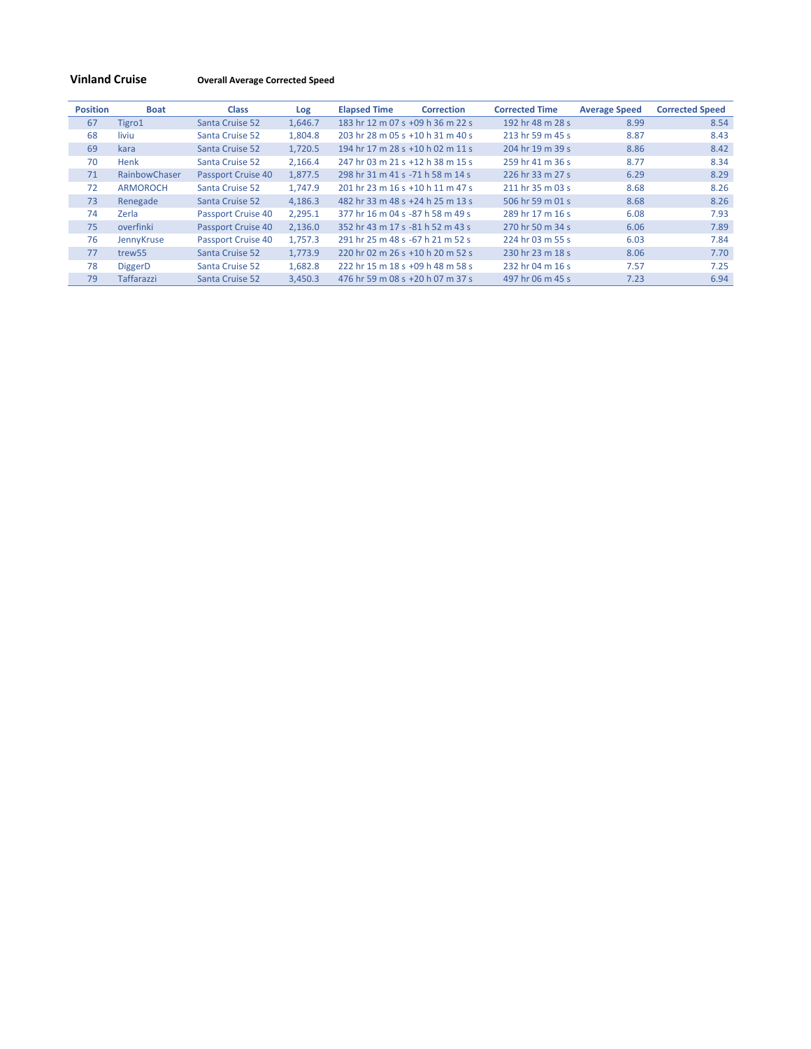**Vinland Cruise** **Overall Average Corrected Speed**

| Position | Boat | Class | Log | Elapsed Time | Correction | Corrected Time | Average Speed | Corrected Speed |
|---|---|---|---|---|---|---|---|---|
| 67 | Tigro1 | Santa Cruise 52 | 1,646.7 | 183 hr 12 m 07 s | +09 h 36 m 22 s | 192 hr 48 m 28 s | 8.99 | 8.54 |
| 68 | liviu | Santa Cruise 52 | 1,804.8 | 203 hr 28 m 05 s | +10 h 31 m 40 s | 213 hr 59 m 45 s | 8.87 | 8.43 |
| 69 | kara | Santa Cruise 52 | 1,720.5 | 194 hr 17 m 28 s | +10 h 02 m 11 s | 204 hr 19 m 39 s | 8.86 | 8.42 |
| 70 | Henk | Santa Cruise 52 | 2,166.4 | 247 hr 03 m 21 s | +12 h 38 m 15 s | 259 hr 41 m 36 s | 8.77 | 8.34 |
| 71 | RainbowChaser | Passport Cruise 40 | 1,877.5 | 298 hr 31 m 41 s | -71 h 58 m 14 s | 226 hr 33 m 27 s | 6.29 | 8.29 |
| 72 | ARMOROCH | Santa Cruise 52 | 1,747.9 | 201 hr 23 m 16 s | +10 h 11 m 47 s | 211 hr 35 m 03 s | 8.68 | 8.26 |
| 73 | Renegade | Santa Cruise 52 | 4,186.3 | 482 hr 33 m 48 s | +24 h 25 m 13 s | 506 hr 59 m 01 s | 8.68 | 8.26 |
| 74 | Zerla | Passport Cruise 40 | 2,295.1 | 377 hr 16 m 04 s | -87 h 58 m 49 s | 289 hr 17 m 16 s | 6.08 | 7.93 |
| 75 | overfinki | Passport Cruise 40 | 2,136.0 | 352 hr 43 m 17 s | -81 h 52 m 43 s | 270 hr 50 m 34 s | 6.06 | 7.89 |
| 76 | JennyKruse | Passport Cruise 40 | 1,757.3 | 291 hr 25 m 48 s | -67 h 21 m 52 s | 224 hr 03 m 55 s | 6.03 | 7.84 |
| 77 | trew55 | Santa Cruise 52 | 1,773.9 | 220 hr 02 m 26 s | +10 h 20 m 52 s | 230 hr 23 m 18 s | 8.06 | 7.70 |
| 78 | DiggerD | Santa Cruise 52 | 1,682.8 | 222 hr 15 m 18 s | +09 h 48 m 58 s | 232 hr 04 m 16 s | 7.57 | 7.25 |
| 79 | Taffarazzi | Santa Cruise 52 | 3,450.3 | 476 hr 59 m 08 s | +20 h 07 m 37 s | 497 hr 06 m 45 s | 7.23 | 6.94 |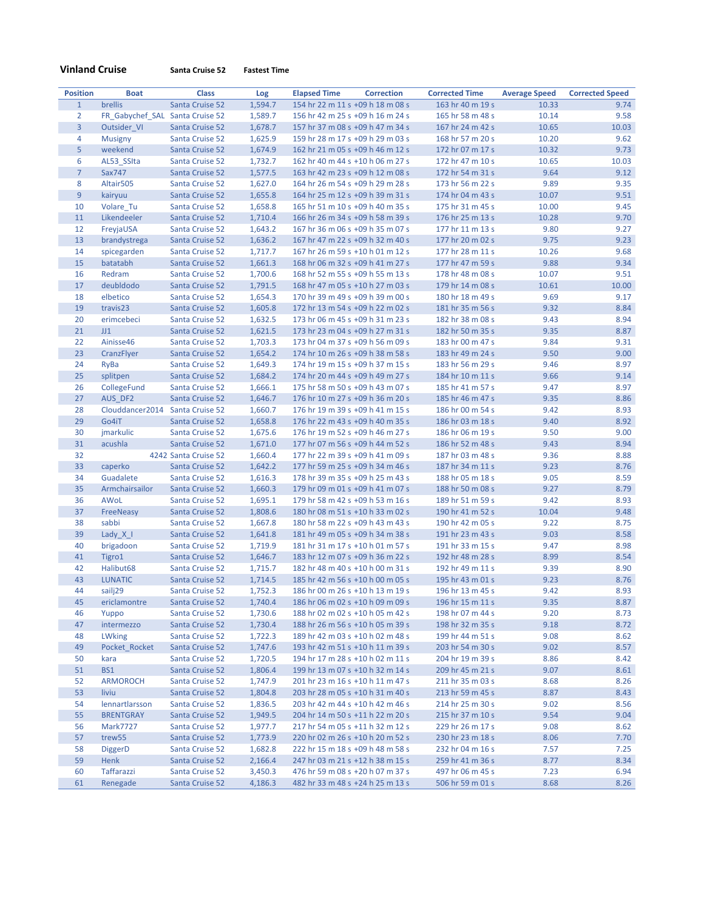**Vinland Cruise** **Santa Cruise 52** **Fastest Time**

| Position | Boat | Class | Log | Elapsed Time | Correction | Corrected Time | Average Speed | Corrected Speed |
|---|---|---|---|---|---|---|---|---|
| 1 | brellis | Santa Cruise 52 | 1,594.7 | 154 hr 22 m 11 s | +09 h 18 m 08 s | 163 hr 40 m 19 s | 10.33 | 9.74 |
| 2 | FR_Gabychef_SAL | Santa Cruise 52 | 1,589.7 | 156 hr 42 m 25 s | +09 h 16 m 24 s | 165 hr 58 m 48 s | 10.14 | 9.58 |
| 3 | Outsider_VI | Santa Cruise 52 | 1,678.7 | 157 hr 37 m 08 s | +09 h 47 m 34 s | 167 hr 24 m 42 s | 10.65 | 10.03 |
| 4 | Musigny | Santa Cruise 52 | 1,625.9 | 159 hr 28 m 17 s | +09 h 29 m 03 s | 168 hr 57 m 20 s | 10.20 | 9.62 |
| 5 | weekend | Santa Cruise 52 | 1,674.9 | 162 hr 21 m 05 s | +09 h 46 m 12 s | 172 hr 07 m 17 s | 10.32 | 9.73 |
| 6 | AL53_SSIta | Santa Cruise 52 | 1,732.7 | 162 hr 40 m 44 s | +10 h 06 m 27 s | 172 hr 47 m 10 s | 10.65 | 10.03 |
| 7 | Sax747 | Santa Cruise 52 | 1,577.5 | 163 hr 42 m 23 s | +09 h 12 m 08 s | 172 hr 54 m 31 s | 9.64 | 9.12 |
| 8 | Altair505 | Santa Cruise 52 | 1,627.0 | 164 hr 26 m 54 s | +09 h 29 m 28 s | 173 hr 56 m 22 s | 9.89 | 9.35 |
| 9 | kairyuu | Santa Cruise 52 | 1,655.8 | 164 hr 25 m 12 s | +09 h 39 m 31 s | 174 hr 04 m 43 s | 10.07 | 9.51 |
| 10 | Volare_Tu | Santa Cruise 52 | 1,658.8 | 165 hr 51 m 10 s | +09 h 40 m 35 s | 175 hr 31 m 45 s | 10.00 | 9.45 |
| 11 | Likendeeler | Santa Cruise 52 | 1,710.4 | 166 hr 26 m 34 s | +09 h 58 m 39 s | 176 hr 25 m 13 s | 10.28 | 9.70 |
| 12 | FreyjaUSA | Santa Cruise 52 | 1,643.2 | 167 hr 36 m 06 s | +09 h 35 m 07 s | 177 hr 11 m 13 s | 9.80 | 9.27 |
| 13 | brandystrega | Santa Cruise 52 | 1,636.2 | 167 hr 47 m 22 s | +09 h 32 m 40 s | 177 hr 20 m 02 s | 9.75 | 9.23 |
| 14 | spicegarden | Santa Cruise 52 | 1,717.7 | 167 hr 26 m 59 s | +10 h 01 m 12 s | 177 hr 28 m 11 s | 10.26 | 9.68 |
| 15 | batatabh | Santa Cruise 52 | 1,661.3 | 168 hr 06 m 32 s | +09 h 41 m 27 s | 177 hr 47 m 59 s | 9.88 | 9.34 |
| 16 | Redram | Santa Cruise 52 | 1,700.6 | 168 hr 52 m 55 s | +09 h 55 m 13 s | 178 hr 48 m 08 s | 10.07 | 9.51 |
| 17 | deubldodo | Santa Cruise 52 | 1,791.5 | 168 hr 47 m 05 s | +10 h 27 m 03 s | 179 hr 14 m 08 s | 10.61 | 10.00 |
| 18 | elbetico | Santa Cruise 52 | 1,654.3 | 170 hr 39 m 49 s | +09 h 39 m 00 s | 180 hr 18 m 49 s | 9.69 | 9.17 |
| 19 | travis23 | Santa Cruise 52 | 1,605.8 | 172 hr 13 m 54 s | +09 h 22 m 02 s | 181 hr 35 m 56 s | 9.32 | 8.84 |
| 20 | erimcebeci | Santa Cruise 52 | 1,632.5 | 173 hr 06 m 45 s | +09 h 31 m 23 s | 182 hr 38 m 08 s | 9.43 | 8.94 |
| 21 | JJ1 | Santa Cruise 52 | 1,621.5 | 173 hr 23 m 04 s | +09 h 27 m 31 s | 182 hr 50 m 35 s | 9.35 | 8.87 |
| 22 | Ainisse46 | Santa Cruise 52 | 1,703.3 | 173 hr 04 m 37 s | +09 h 56 m 09 s | 183 hr 00 m 47 s | 9.84 | 9.31 |
| 23 | CranzFlyer | Santa Cruise 52 | 1,654.2 | 174 hr 10 m 26 s | +09 h 38 m 58 s | 183 hr 49 m 24 s | 9.50 | 9.00 |
| 24 | RyBa | Santa Cruise 52 | 1,649.3 | 174 hr 19 m 15 s | +09 h 37 m 15 s | 183 hr 56 m 29 s | 9.46 | 8.97 |
| 25 | splitpen | Santa Cruise 52 | 1,684.2 | 174 hr 20 m 44 s | +09 h 49 m 27 s | 184 hr 10 m 11 s | 9.66 | 9.14 |
| 26 | CollegeFund | Santa Cruise 52 | 1,666.1 | 175 hr 58 m 50 s | +09 h 43 m 07 s | 185 hr 41 m 57 s | 9.47 | 8.97 |
| 27 | AUS_DF2 | Santa Cruise 52 | 1,646.7 | 176 hr 10 m 27 s | +09 h 36 m 20 s | 185 hr 46 m 47 s | 9.35 | 8.86 |
| 28 | Clouddancer2014 | Santa Cruise 52 | 1,660.7 | 176 hr 19 m 39 s | +09 h 41 m 15 s | 186 hr 00 m 54 s | 9.42 | 8.93 |
| 29 | Go4iT | Santa Cruise 52 | 1,658.8 | 176 hr 22 m 43 s | +09 h 40 m 35 s | 186 hr 03 m 18 s | 9.40 | 8.92 |
| 30 | jmarkulic | Santa Cruise 52 | 1,675.6 | 176 hr 19 m 52 s | +09 h 46 m 27 s | 186 hr 06 m 19 s | 9.50 | 9.00 |
| 31 | acushla | Santa Cruise 52 | 1,671.0 | 177 hr 07 m 56 s | +09 h 44 m 52 s | 186 hr 52 m 48 s | 9.43 | 8.94 |
| 32 | 4242 | Santa Cruise 52 | 1,660.4 | 177 hr 22 m 39 s | +09 h 41 m 09 s | 187 hr 03 m 48 s | 9.36 | 8.88 |
| 33 | caperko | Santa Cruise 52 | 1,642.2 | 177 hr 59 m 25 s | +09 h 34 m 46 s | 187 hr 34 m 11 s | 9.23 | 8.76 |
| 34 | Guadalete | Santa Cruise 52 | 1,616.3 | 178 hr 39 m 35 s | +09 h 25 m 43 s | 188 hr 05 m 18 s | 9.05 | 8.59 |
| 35 | Armchairsailor | Santa Cruise 52 | 1,660.3 | 179 hr 09 m 01 s | +09 h 41 m 07 s | 188 hr 50 m 08 s | 9.27 | 8.79 |
| 36 | AWoL | Santa Cruise 52 | 1,695.1 | 179 hr 58 m 42 s | +09 h 53 m 16 s | 189 hr 51 m 59 s | 9.42 | 8.93 |
| 37 | FreeNeasy | Santa Cruise 52 | 1,808.6 | 180 hr 08 m 51 s | +10 h 33 m 02 s | 190 hr 41 m 52 s | 10.04 | 9.48 |
| 38 | sabbi | Santa Cruise 52 | 1,667.8 | 180 hr 58 m 22 s | +09 h 43 m 43 s | 190 hr 42 m 05 s | 9.22 | 8.75 |
| 39 | Lady_X_I | Santa Cruise 52 | 1,641.8 | 181 hr 49 m 05 s | +09 h 34 m 38 s | 191 hr 23 m 43 s | 9.03 | 8.58 |
| 40 | brigadoon | Santa Cruise 52 | 1,719.9 | 181 hr 31 m 17 s | +10 h 01 m 57 s | 191 hr 33 m 15 s | 9.47 | 8.98 |
| 41 | Tigro1 | Santa Cruise 52 | 1,646.7 | 183 hr 12 m 07 s | +09 h 36 m 22 s | 192 hr 48 m 28 s | 8.99 | 8.54 |
| 42 | Halibut68 | Santa Cruise 52 | 1,715.7 | 182 hr 48 m 40 s | +10 h 00 m 31 s | 192 hr 49 m 11 s | 9.39 | 8.90 |
| 43 | LUNATIC | Santa Cruise 52 | 1,714.5 | 185 hr 42 m 56 s | +10 h 00 m 05 s | 195 hr 43 m 01 s | 9.23 | 8.76 |
| 44 | sailj29 | Santa Cruise 52 | 1,752.3 | 186 hr 00 m 26 s | +10 h 13 m 19 s | 196 hr 13 m 45 s | 9.42 | 8.93 |
| 45 | ericlamontre | Santa Cruise 52 | 1,740.4 | 186 hr 06 m 02 s | +10 h 09 m 09 s | 196 hr 15 m 11 s | 9.35 | 8.87 |
| 46 | Yuppo | Santa Cruise 52 | 1,730.6 | 188 hr 02 m 02 s | +10 h 05 m 42 s | 198 hr 07 m 44 s | 9.20 | 8.73 |
| 47 | intermezzo | Santa Cruise 52 | 1,730.4 | 188 hr 26 m 56 s | +10 h 05 m 39 s | 198 hr 32 m 35 s | 9.18 | 8.72 |
| 48 | LWking | Santa Cruise 52 | 1,722.3 | 189 hr 42 m 03 s | +10 h 02 m 48 s | 199 hr 44 m 51 s | 9.08 | 8.62 |
| 49 | Pocket_Rocket | Santa Cruise 52 | 1,747.6 | 193 hr 42 m 51 s | +10 h 11 m 39 s | 203 hr 54 m 30 s | 9.02 | 8.57 |
| 50 | kara | Santa Cruise 52 | 1,720.5 | 194 hr 17 m 28 s | +10 h 02 m 11 s | 204 hr 19 m 39 s | 8.86 | 8.42 |
| 51 | BS1 | Santa Cruise 52 | 1,806.4 | 199 hr 13 m 07 s | +10 h 32 m 14 s | 209 hr 45 m 21 s | 9.07 | 8.61 |
| 52 | ARMOROCH | Santa Cruise 52 | 1,747.9 | 201 hr 23 m 16 s | +10 h 11 m 47 s | 211 hr 35 m 03 s | 8.68 | 8.26 |
| 53 | liviu | Santa Cruise 52 | 1,804.8 | 203 hr 28 m 05 s | +10 h 31 m 40 s | 213 hr 59 m 45 s | 8.87 | 8.43 |
| 54 | lennartlarsson | Santa Cruise 52 | 1,836.5 | 203 hr 42 m 44 s | +10 h 42 m 46 s | 214 hr 25 m 30 s | 9.02 | 8.56 |
| 55 | BRENTGRAY | Santa Cruise 52 | 1,949.5 | 204 hr 14 m 50 s | +11 h 22 m 20 s | 215 hr 37 m 10 s | 9.54 | 9.04 |
| 56 | Mark7727 | Santa Cruise 52 | 1,977.7 | 217 hr 54 m 05 s | +11 h 32 m 12 s | 229 hr 26 m 17 s | 9.08 | 8.62 |
| 57 | trew55 | Santa Cruise 52 | 1,773.9 | 220 hr 02 m 26 s | +10 h 20 m 52 s | 230 hr 23 m 18 s | 8.06 | 7.70 |
| 58 | DiggerD | Santa Cruise 52 | 1,682.8 | 222 hr 15 m 18 s | +09 h 48 m 58 s | 232 hr 04 m 16 s | 7.57 | 7.25 |
| 59 | Henk | Santa Cruise 52 | 2,166.4 | 247 hr 03 m 21 s | +12 h 38 m 15 s | 259 hr 41 m 36 s | 8.77 | 8.34 |
| 60 | Taffarazzi | Santa Cruise 52 | 3,450.3 | 476 hr 59 m 08 s | +20 h 07 m 37 s | 497 hr 06 m 45 s | 7.23 | 6.94 |
| 61 | Renegade | Santa Cruise 52 | 4,186.3 | 482 hr 33 m 48 s | +24 h 25 m 13 s | 506 hr 59 m 01 s | 8.68 | 8.26 |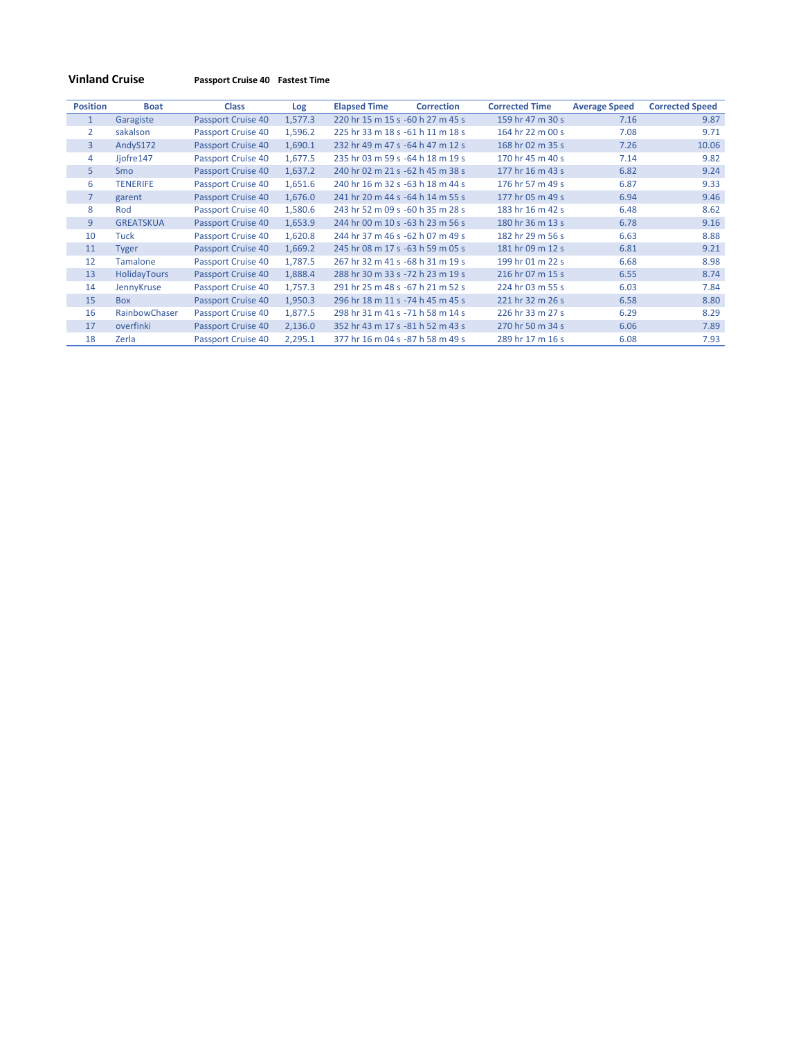**Vinland Cruise** **Passport Cruise 40 Fastest Time**

| Position | Boat | Class | Log | Elapsed Time | Correction | Corrected Time | Average Speed | Corrected Speed |
|---|---|---|---|---|---|---|---|---|
| 1 | Garagiste | Passport Cruise 40 | 1,577.3 | 220 hr 15 m 15 s | -60 h 27 m 45 s | 159 hr 47 m 30 s | 7.16 | 9.87 |
| 2 | sakalson | Passport Cruise 40 | 1,596.2 | 225 hr 33 m 18 s | -61 h 11 m 18 s | 164 hr 22 m 00 s | 7.08 | 9.71 |
| 3 | AndyS172 | Passport Cruise 40 | 1,690.1 | 232 hr 49 m 47 s | -64 h 47 m 12 s | 168 hr 02 m 35 s | 7.26 | 10.06 |
| 4 | Jjofre147 | Passport Cruise 40 | 1,677.5 | 235 hr 03 m 59 s | -64 h 18 m 19 s | 170 hr 45 m 40 s | 7.14 | 9.82 |
| 5 | Smo | Passport Cruise 40 | 1,637.2 | 240 hr 02 m 21 s | -62 h 45 m 38 s | 177 hr 16 m 43 s | 6.82 | 9.24 |
| 6 | TENERIFE | Passport Cruise 40 | 1,651.6 | 240 hr 16 m 32 s | -63 h 18 m 44 s | 176 hr 57 m 49 s | 6.87 | 9.33 |
| 7 | garent | Passport Cruise 40 | 1,676.0 | 241 hr 20 m 44 s | -64 h 14 m 55 s | 177 hr 05 m 49 s | 6.94 | 9.46 |
| 8 | Rod | Passport Cruise 40 | 1,580.6 | 243 hr 52 m 09 s | -60 h 35 m 28 s | 183 hr 16 m 42 s | 6.48 | 8.62 |
| 9 | GREATSKUA | Passport Cruise 40 | 1,653.9 | 244 hr 00 m 10 s | -63 h 23 m 56 s | 180 hr 36 m 13 s | 6.78 | 9.16 |
| 10 | Tuck | Passport Cruise 40 | 1,620.8 | 244 hr 37 m 46 s | -62 h 07 m 49 s | 182 hr 29 m 56 s | 6.63 | 8.88 |
| 11 | Tyger | Passport Cruise 40 | 1,669.2 | 245 hr 08 m 17 s | -63 h 59 m 05 s | 181 hr 09 m 12 s | 6.81 | 9.21 |
| 12 | Tamalone | Passport Cruise 40 | 1,787.5 | 267 hr 32 m 41 s | -68 h 31 m 19 s | 199 hr 01 m 22 s | 6.68 | 8.98 |
| 13 | HolidayTours | Passport Cruise 40 | 1,888.4 | 288 hr 30 m 33 s | -72 h 23 m 19 s | 216 hr 07 m 15 s | 6.55 | 8.74 |
| 14 | JennyKruse | Passport Cruise 40 | 1,757.3 | 291 hr 25 m 48 s | -67 h 21 m 52 s | 224 hr 03 m 55 s | 6.03 | 7.84 |
| 15 | Box | Passport Cruise 40 | 1,950.3 | 296 hr 18 m 11 s | -74 h 45 m 45 s | 221 hr 32 m 26 s | 6.58 | 8.80 |
| 16 | RainbowChaser | Passport Cruise 40 | 1,877.5 | 298 hr 31 m 41 s | -71 h 58 m 14 s | 226 hr 33 m 27 s | 6.29 | 8.29 |
| 17 | overfinki | Passport Cruise 40 | 2,136.0 | 352 hr 43 m 17 s | -81 h 52 m 43 s | 270 hr 50 m 34 s | 6.06 | 7.89 |
| 18 | Zerla | Passport Cruise 40 | 2,295.1 | 377 hr 16 m 04 s | -87 h 58 m 49 s | 289 hr 17 m 16 s | 6.08 | 7.93 |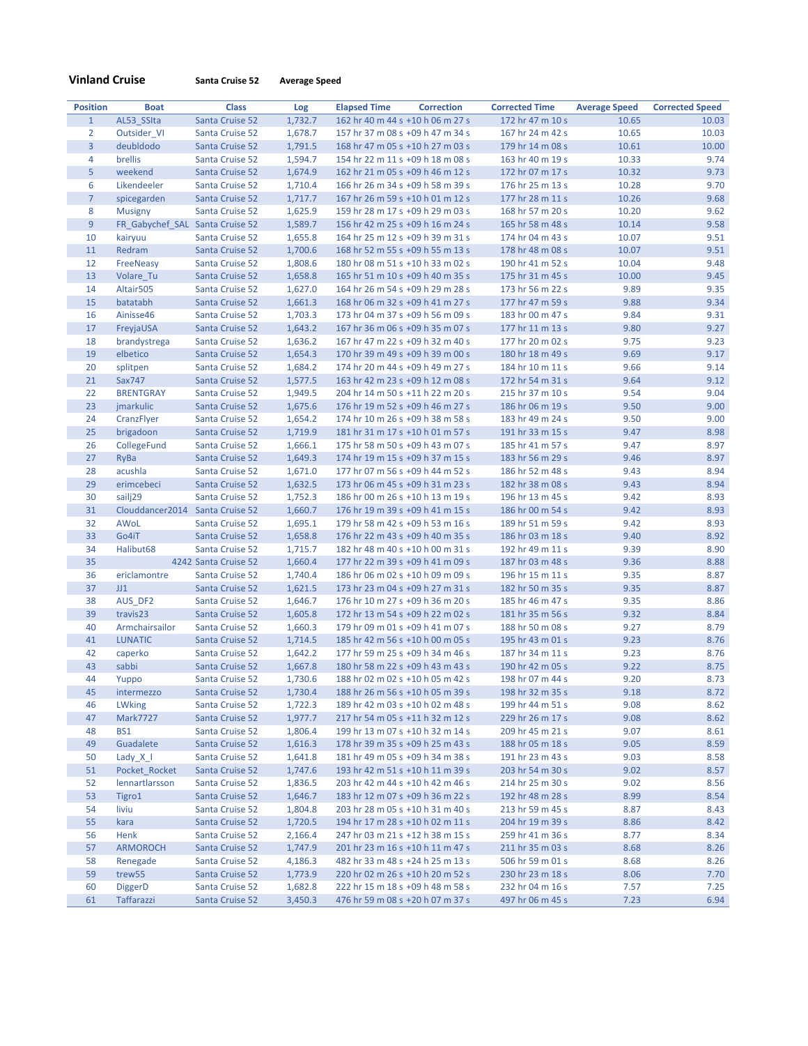**Vinland Cruise** **Santa Cruise 52** **Average Speed**

| Position | Boat | Class | Log | Elapsed Time | Correction | Corrected Time | Average Speed | Corrected Speed |
|---|---|---|---|---|---|---|---|---|
| 1 | AL53_SSIta | Santa Cruise 52 | 1,732.7 | 162 hr 40 m 44 s | +10 h 06 m 27 s | 172 hr 47 m 10 s | 10.65 | 10.03 |
| 2 | Outsider_VI | Santa Cruise 52 | 1,678.7 | 157 hr 37 m 08 s | +09 h 47 m 34 s | 167 hr 24 m 42 s | 10.65 | 10.03 |
| 3 | deubldodo | Santa Cruise 52 | 1,791.5 | 168 hr 47 m 05 s | +10 h 27 m 03 s | 179 hr 14 m 08 s | 10.61 | 10.00 |
| 4 | brellis | Santa Cruise 52 | 1,594.7 | 154 hr 22 m 11 s | +09 h 18 m 08 s | 163 hr 40 m 19 s | 10.33 | 9.74 |
| 5 | weekend | Santa Cruise 52 | 1,674.9 | 162 hr 21 m 05 s | +09 h 46 m 12 s | 172 hr 07 m 17 s | 10.32 | 9.73 |
| 6 | Likendeeler | Santa Cruise 52 | 1,710.4 | 166 hr 26 m 34 s | +09 h 58 m 39 s | 176 hr 25 m 13 s | 10.28 | 9.70 |
| 7 | spicegarden | Santa Cruise 52 | 1,717.7 | 167 hr 26 m 59 s | +10 h 01 m 12 s | 177 hr 28 m 11 s | 10.26 | 9.68 |
| 8 | Musigny | Santa Cruise 52 | 1,625.9 | 159 hr 28 m 17 s | +09 h 29 m 03 s | 168 hr 57 m 20 s | 10.20 | 9.62 |
| 9 | FR_Gabychef_SAL | Santa Cruise 52 | 1,589.7 | 156 hr 42 m 25 s | +09 h 16 m 24 s | 165 hr 58 m 48 s | 10.14 | 9.58 |
| 10 | kairyuu | Santa Cruise 52 | 1,655.8 | 164 hr 25 m 12 s | +09 h 39 m 31 s | 174 hr 04 m 43 s | 10.07 | 9.51 |
| 11 | Redram | Santa Cruise 52 | 1,700.6 | 168 hr 52 m 55 s | +09 h 55 m 13 s | 178 hr 48 m 08 s | 10.07 | 9.51 |
| 12 | FreeNeasy | Santa Cruise 52 | 1,808.6 | 180 hr 08 m 51 s | +10 h 33 m 02 s | 190 hr 41 m 52 s | 10.04 | 9.48 |
| 13 | Volare_Tu | Santa Cruise 52 | 1,658.8 | 165 hr 51 m 10 s | +09 h 40 m 35 s | 175 hr 31 m 45 s | 10.00 | 9.45 |
| 14 | Altair505 | Santa Cruise 52 | 1,627.0 | 164 hr 26 m 54 s | +09 h 29 m 28 s | 173 hr 56 m 22 s | 9.89 | 9.35 |
| 15 | batatabh | Santa Cruise 52 | 1,661.3 | 168 hr 06 m 32 s | +09 h 41 m 27 s | 177 hr 47 m 59 s | 9.88 | 9.34 |
| 16 | Ainisse46 | Santa Cruise 52 | 1,703.3 | 173 hr 04 m 37 s | +09 h 56 m 09 s | 183 hr 00 m 47 s | 9.84 | 9.31 |
| 17 | FreyjaUSA | Santa Cruise 52 | 1,643.2 | 167 hr 36 m 06 s | +09 h 35 m 07 s | 177 hr 11 m 13 s | 9.80 | 9.27 |
| 18 | brandystrega | Santa Cruise 52 | 1,636.2 | 167 hr 47 m 22 s | +09 h 32 m 40 s | 177 hr 20 m 02 s | 9.75 | 9.23 |
| 19 | elbetico | Santa Cruise 52 | 1,654.3 | 170 hr 39 m 49 s | +09 h 39 m 00 s | 180 hr 18 m 49 s | 9.69 | 9.17 |
| 20 | splitpen | Santa Cruise 52 | 1,684.2 | 174 hr 20 m 44 s | +09 h 49 m 27 s | 184 hr 10 m 11 s | 9.66 | 9.14 |
| 21 | Sax747 | Santa Cruise 52 | 1,577.5 | 163 hr 42 m 23 s | +09 h 12 m 08 s | 172 hr 54 m 31 s | 9.64 | 9.12 |
| 22 | BRENTGRAY | Santa Cruise 52 | 1,949.5 | 204 hr 14 m 50 s | +11 h 22 m 20 s | 215 hr 37 m 10 s | 9.54 | 9.04 |
| 23 | jmarkulic | Santa Cruise 52 | 1,675.6 | 176 hr 19 m 52 s | +09 h 46 m 27 s | 186 hr 06 m 19 s | 9.50 | 9.00 |
| 24 | CranzFlyer | Santa Cruise 52 | 1,654.2 | 174 hr 10 m 26 s | +09 h 38 m 58 s | 183 hr 49 m 24 s | 9.50 | 9.00 |
| 25 | brigadoon | Santa Cruise 52 | 1,719.9 | 181 hr 31 m 17 s | +10 h 01 m 57 s | 191 hr 33 m 15 s | 9.47 | 8.98 |
| 26 | CollegeFund | Santa Cruise 52 | 1,666.1 | 175 hr 58 m 50 s | +09 h 43 m 07 s | 185 hr 41 m 57 s | 9.47 | 8.97 |
| 27 | RyBa | Santa Cruise 52 | 1,649.3 | 174 hr 19 m 15 s | +09 h 37 m 15 s | 183 hr 56 m 29 s | 9.46 | 8.97 |
| 28 | acushla | Santa Cruise 52 | 1,671.0 | 177 hr 07 m 56 s | +09 h 44 m 52 s | 186 hr 52 m 48 s | 9.43 | 8.94 |
| 29 | erimcebeci | Santa Cruise 52 | 1,632.5 | 173 hr 06 m 45 s | +09 h 31 m 23 s | 182 hr 38 m 08 s | 9.43 | 8.94 |
| 30 | sailj29 | Santa Cruise 52 | 1,752.3 | 186 hr 00 m 26 s | +10 h 13 m 19 s | 196 hr 13 m 45 s | 9.42 | 8.93 |
| 31 | Clouddancer2014 | Santa Cruise 52 | 1,660.7 | 176 hr 19 m 39 s | +09 h 41 m 15 s | 186 hr 00 m 54 s | 9.42 | 8.93 |
| 32 | AWoL | Santa Cruise 52 | 1,695.1 | 179 hr 58 m 42 s | +09 h 53 m 16 s | 189 hr 51 m 59 s | 9.42 | 8.93 |
| 33 | Go4iT | Santa Cruise 52 | 1,658.8 | 176 hr 22 m 43 s | +09 h 40 m 35 s | 186 hr 03 m 18 s | 9.40 | 8.92 |
| 34 | Halibut68 | Santa Cruise 52 | 1,715.7 | 182 hr 48 m 40 s | +10 h 00 m 31 s | 192 hr 49 m 11 s | 9.39 | 8.90 |
| 35 | 4242 | Santa Cruise 52 | 1,660.4 | 177 hr 22 m 39 s | +09 h 41 m 09 s | 187 hr 03 m 48 s | 9.36 | 8.88 |
| 36 | ericlamontre | Santa Cruise 52 | 1,740.4 | 186 hr 06 m 02 s | +10 h 09 m 09 s | 196 hr 15 m 11 s | 9.35 | 8.87 |
| 37 | JJ1 | Santa Cruise 52 | 1,621.5 | 173 hr 23 m 04 s | +09 h 27 m 31 s | 182 hr 50 m 35 s | 9.35 | 8.87 |
| 38 | AUS_DF2 | Santa Cruise 52 | 1,646.7 | 176 hr 10 m 27 s | +09 h 36 m 20 s | 185 hr 46 m 47 s | 9.35 | 8.86 |
| 39 | travis23 | Santa Cruise 52 | 1,605.8 | 172 hr 13 m 54 s | +09 h 22 m 02 s | 181 hr 35 m 56 s | 9.32 | 8.84 |
| 40 | Armchairsailor | Santa Cruise 52 | 1,660.3 | 179 hr 09 m 01 s | +09 h 41 m 07 s | 188 hr 50 m 08 s | 9.27 | 8.79 |
| 41 | LUNATIC | Santa Cruise 52 | 1,714.5 | 185 hr 42 m 56 s | +10 h 00 m 05 s | 195 hr 43 m 01 s | 9.23 | 8.76 |
| 42 | caperko | Santa Cruise 52 | 1,642.2 | 177 hr 59 m 25 s | +09 h 34 m 46 s | 187 hr 34 m 11 s | 9.23 | 8.76 |
| 43 | sabbi | Santa Cruise 52 | 1,667.8 | 180 hr 58 m 22 s | +09 h 43 m 43 s | 190 hr 42 m 05 s | 9.22 | 8.75 |
| 44 | Yuppo | Santa Cruise 52 | 1,730.6 | 188 hr 02 m 02 s | +10 h 05 m 42 s | 198 hr 07 m 44 s | 9.20 | 8.73 |
| 45 | intermezzo | Santa Cruise 52 | 1,730.4 | 188 hr 26 m 56 s | +10 h 05 m 39 s | 198 hr 32 m 35 s | 9.18 | 8.72 |
| 46 | LWking | Santa Cruise 52 | 1,722.3 | 189 hr 42 m 03 s | +10 h 02 m 48 s | 199 hr 44 m 51 s | 9.08 | 8.62 |
| 47 | Mark7727 | Santa Cruise 52 | 1,977.7 | 217 hr 54 m 05 s | +11 h 32 m 12 s | 229 hr 26 m 17 s | 9.08 | 8.62 |
| 48 | BS1 | Santa Cruise 52 | 1,806.4 | 199 hr 13 m 07 s | +10 h 32 m 14 s | 209 hr 45 m 21 s | 9.07 | 8.61 |
| 49 | Guadalete | Santa Cruise 52 | 1,616.3 | 178 hr 39 m 35 s | +09 h 25 m 43 s | 188 hr 05 m 18 s | 9.05 | 8.59 |
| 50 | Lady_X_I | Santa Cruise 52 | 1,641.8 | 181 hr 49 m 05 s | +09 h 34 m 38 s | 191 hr 23 m 43 s | 9.03 | 8.58 |
| 51 | Pocket_Rocket | Santa Cruise 52 | 1,747.6 | 193 hr 42 m 51 s | +10 h 11 m 39 s | 203 hr 54 m 30 s | 9.02 | 8.57 |
| 52 | lennartlarsson | Santa Cruise 52 | 1,836.5 | 203 hr 42 m 44 s | +10 h 42 m 46 s | 214 hr 25 m 30 s | 9.02 | 8.56 |
| 53 | Tigro1 | Santa Cruise 52 | 1,646.7 | 183 hr 12 m 07 s | +09 h 36 m 22 s | 192 hr 48 m 28 s | 8.99 | 8.54 |
| 54 | liviu | Santa Cruise 52 | 1,804.8 | 203 hr 28 m 05 s | +10 h 31 m 40 s | 213 hr 59 m 45 s | 8.87 | 8.43 |
| 55 | kara | Santa Cruise 52 | 1,720.5 | 194 hr 17 m 28 s | +10 h 02 m 11 s | 204 hr 19 m 39 s | 8.86 | 8.42 |
| 56 | Henk | Santa Cruise 52 | 2,166.4 | 247 hr 03 m 21 s | +12 h 38 m 15 s | 259 hr 41 m 36 s | 8.77 | 8.34 |
| 57 | ARMOROCH | Santa Cruise 52 | 1,747.9 | 201 hr 23 m 16 s | +10 h 11 m 47 s | 211 hr 35 m 03 s | 8.68 | 8.26 |
| 58 | Renegade | Santa Cruise 52 | 4,186.3 | 482 hr 33 m 48 s | +24 h 25 m 13 s | 506 hr 59 m 01 s | 8.68 | 8.26 |
| 59 | trew55 | Santa Cruise 52 | 1,773.9 | 220 hr 02 m 26 s | +10 h 20 m 52 s | 230 hr 23 m 18 s | 8.06 | 7.70 |
| 60 | DiggerD | Santa Cruise 52 | 1,682.8 | 222 hr 15 m 18 s | +09 h 48 m 58 s | 232 hr 04 m 16 s | 7.57 | 7.25 |
| 61 | Taffarazzi | Santa Cruise 52 | 3,450.3 | 476 hr 59 m 08 s | +20 h 07 m 37 s | 497 hr 06 m 45 s | 7.23 | 6.94 |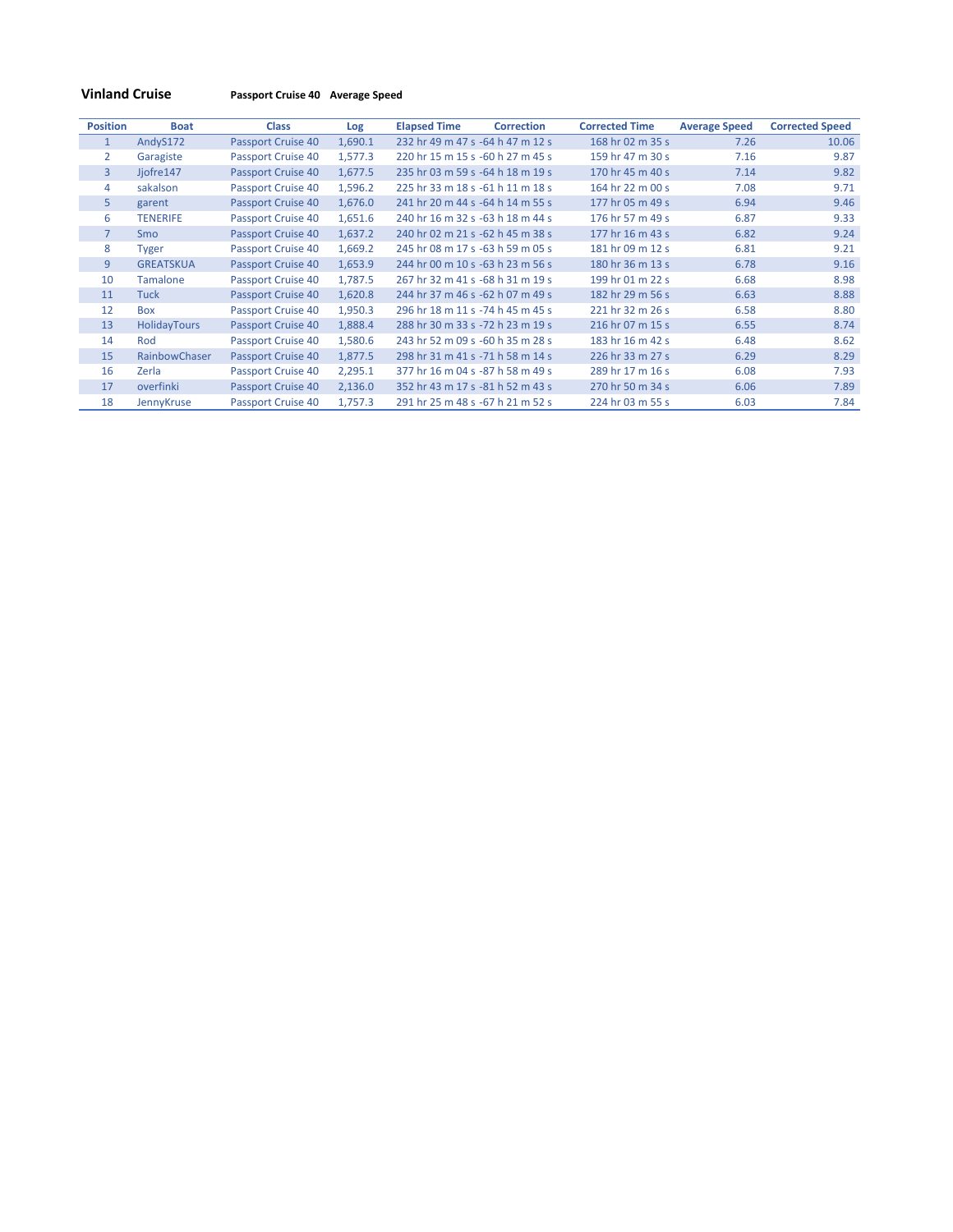**Vinland Cruise** **Passport Cruise 40 Average Speed**

| Position | Boat | Class | Log | Elapsed Time | Correction | Corrected Time | Average Speed | Corrected Speed |
|---|---|---|---|---|---|---|---|---|
| 1 | AndyS172 | Passport Cruise 40 | 1,690.1 | 232 hr 49 m 47 s | -64 h 47 m 12 s | 168 hr 02 m 35 s | 7.26 | 10.06 |
| 2 | Garagiste | Passport Cruise 40 | 1,577.3 | 220 hr 15 m 15 s | -60 h 27 m 45 s | 159 hr 47 m 30 s | 7.16 | 9.87 |
| 3 | Jjofre147 | Passport Cruise 40 | 1,677.5 | 235 hr 03 m 59 s | -64 h 18 m 19 s | 170 hr 45 m 40 s | 7.14 | 9.82 |
| 4 | sakalson | Passport Cruise 40 | 1,596.2 | 225 hr 33 m 18 s | -61 h 11 m 18 s | 164 hr 22 m 00 s | 7.08 | 9.71 |
| 5 | garent | Passport Cruise 40 | 1,676.0 | 241 hr 20 m 44 s | -64 h 14 m 55 s | 177 hr 05 m 49 s | 6.94 | 9.46 |
| 6 | TENERIFE | Passport Cruise 40 | 1,651.6 | 240 hr 16 m 32 s | -63 h 18 m 44 s | 176 hr 57 m 49 s | 6.87 | 9.33 |
| 7 | Smo | Passport Cruise 40 | 1,637.2 | 240 hr 02 m 21 s | -62 h 45 m 38 s | 177 hr 16 m 43 s | 6.82 | 9.24 |
| 8 | Tyger | Passport Cruise 40 | 1,669.2 | 245 hr 08 m 17 s | -63 h 59 m 05 s | 181 hr 09 m 12 s | 6.81 | 9.21 |
| 9 | GREATSKUA | Passport Cruise 40 | 1,653.9 | 244 hr 00 m 10 s | -63 h 23 m 56 s | 180 hr 36 m 13 s | 6.78 | 9.16 |
| 10 | Tamalone | Passport Cruise 40 | 1,787.5 | 267 hr 32 m 41 s | -68 h 31 m 19 s | 199 hr 01 m 22 s | 6.68 | 8.98 |
| 11 | Tuck | Passport Cruise 40 | 1,620.8 | 244 hr 37 m 46 s | -62 h 07 m 49 s | 182 hr 29 m 56 s | 6.63 | 8.88 |
| 12 | Box | Passport Cruise 40 | 1,950.3 | 296 hr 18 m 11 s | -74 h 45 m 45 s | 221 hr 32 m 26 s | 6.58 | 8.80 |
| 13 | HolidayTours | Passport Cruise 40 | 1,888.4 | 288 hr 30 m 33 s | -72 h 23 m 19 s | 216 hr 07 m 15 s | 6.55 | 8.74 |
| 14 | Rod | Passport Cruise 40 | 1,580.6 | 243 hr 52 m 09 s | -60 h 35 m 28 s | 183 hr 16 m 42 s | 6.48 | 8.62 |
| 15 | RainbowChaser | Passport Cruise 40 | 1,877.5 | 298 hr 31 m 41 s | -71 h 58 m 14 s | 226 hr 33 m 27 s | 6.29 | 8.29 |
| 16 | Zerla | Passport Cruise 40 | 2,295.1 | 377 hr 16 m 04 s | -87 h 58 m 49 s | 289 hr 17 m 16 s | 6.08 | 7.93 |
| 17 | overfinki | Passport Cruise 40 | 2,136.0 | 352 hr 43 m 17 s | -81 h 52 m 43 s | 270 hr 50 m 34 s | 6.06 | 7.89 |
| 18 | JennyKruse | Passport Cruise 40 | 1,757.3 | 291 hr 25 m 48 s | -67 h 21 m 52 s | 224 hr 03 m 55 s | 6.03 | 7.84 |